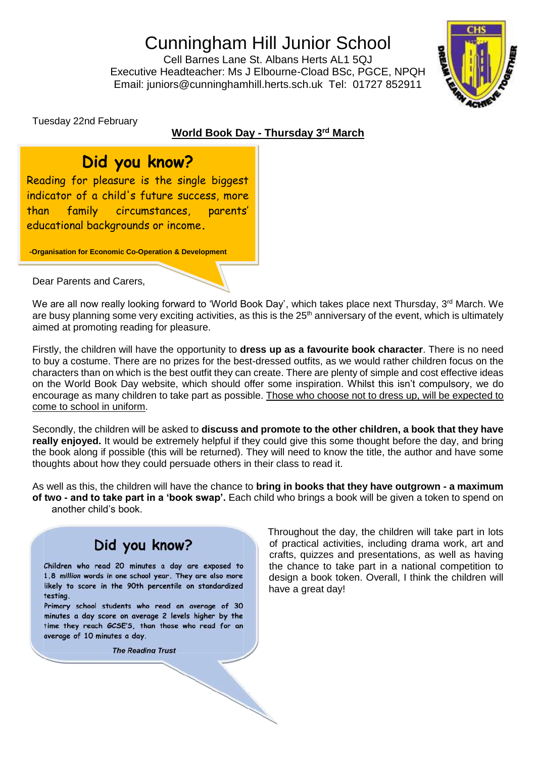# Cunningham Hill Junior School

Cell Barnes Lane St. Albans Herts AL1 5QJ
Executive Headteacher: Ms J Elbourne-Cload BSc, PGCE, NPQH
Email: juniors@cunninghamhill.herts.sch.uk Tel: 01727 852911

Tuesday 22nd February

**World Book Day - Thursday 3rd March**

## Did you know?

Reading for pleasure is the single biggest indicator of a child's future success, more than family circumstances, parents' educational backgrounds or income.

**-Organisation for Economic Co-Operation & Development**

Dear Parents and Carers,

We are all now really looking forward to 'World Book Day', which takes place next Thursday, 3rd March. We are busy planning some very exciting activities, as this is the 25th anniversary of the event, which is ultimately aimed at promoting reading for pleasure.

Firstly, the children will have the opportunity to **dress up as a favourite book character**. There is no need to buy a costume. There are no prizes for the best-dressed outfits, as we would rather children focus on the characters than on which is the best outfit they can create. There are plenty of simple and cost effective ideas on the World Book Day website, which should offer some inspiration. Whilst this isn't compulsory, we do encourage as many children to take part as possible. Those who choose not to dress up, will be expected to come to school in uniform.

Secondly, the children will be asked to **discuss and promote to the other children, a book that they have really enjoyed.** It would be extremely helpful if they could give this some thought before the day, and bring the book along if possible (this will be returned). They will need to know the title, the author and have some thoughts about how they could persuade others in their class to read it.

As well as this, the children will have the chance to **bring in books that they have outgrown - a maximum of two - and to take part in a 'book swap'.** Each child who brings a book will be given a token to spend on another child's book.

## Did you know?

Children who read 20 minutes a day are exposed to 1.8 *million* words in one school year. They are also more likely to score in the 90th percentile on standardized testing.

Primary school students who read an average of 30 minutes a day score on average 2 levels higher by the time they reach GCSE'S, than those who read for an average of 10 minutes a day.

***The Reading Trust***

Throughout the day, the children will take part in lots of practical activities, including drama work, art and crafts, quizzes and presentations, as well as having the chance to take part in a national competition to design a book token. Overall, I think the children will have a great day!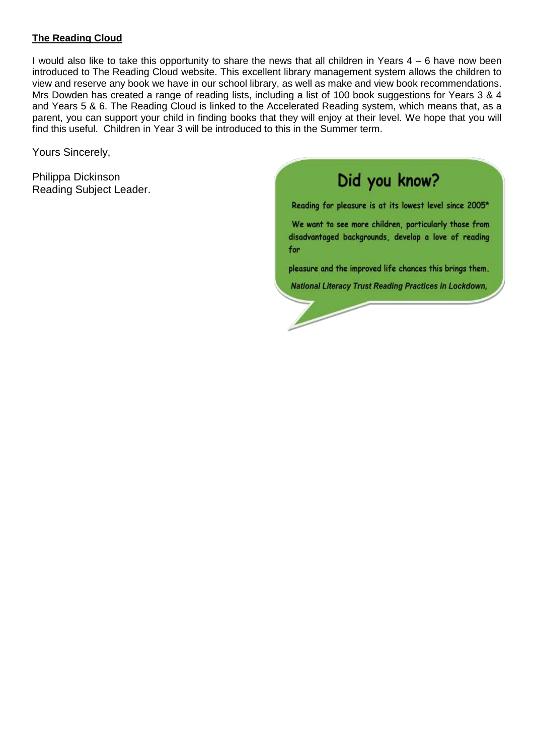**The Reading Cloud**

I would also like to take this opportunity to share the news that all children in Years 4 – 6 have now been introduced to The Reading Cloud website. This excellent library management system allows the children to view and reserve any book we have in our school library, as well as make and view book recommendations. Mrs Dowden has created a range of reading lists, including a list of 100 book suggestions for Years 3 & 4 and Years 5 & 6. The Reading Cloud is linked to the Accelerated Reading system, which means that, as a parent, you can support your child in finding books that they will enjoy at their level. We hope that you will find this useful. Children in Year 3 will be introduced to this in the Summer term.

Yours Sincerely,

Philippa Dickinson
Reading Subject Leader.

## Did you know?

Reading for pleasure is at its lowest level since 2005*

We want to see more children, particularly those from disadvantaged backgrounds, develop a love of reading for

pleasure and the improved life chances this brings them.

***National Literacy Trust Reading Practices in Lockdown,***